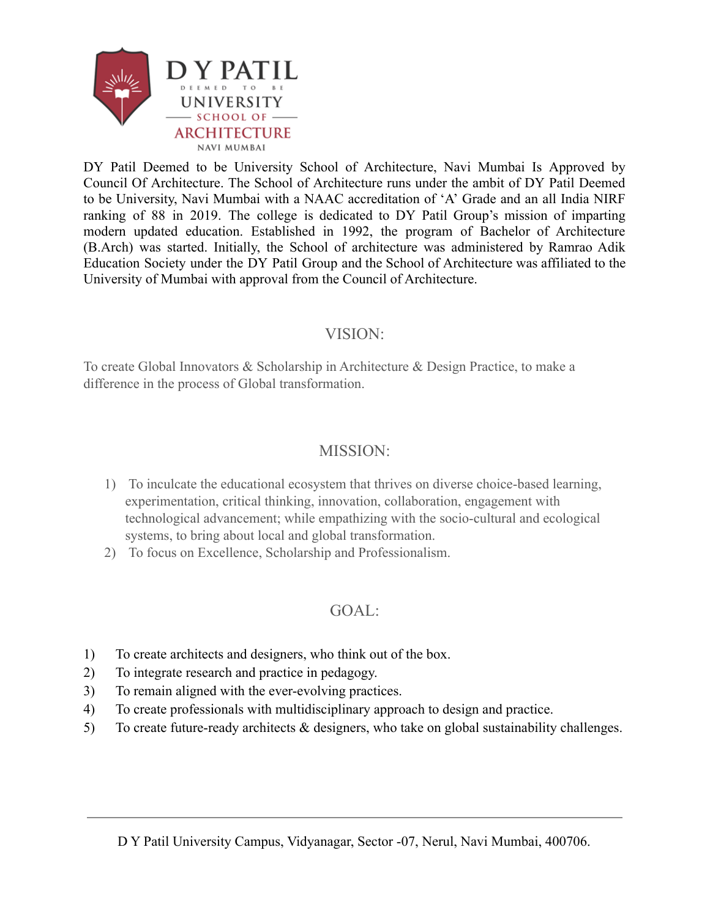# D Y PATIL
DEEMED TO BE
UNIVERSITY
SCHOOL OF
ARCHITECTURE
NAVI MUMBAI

DY Patil Deemed to be University School of Architecture, Navi Mumbai Is Approved by Council Of Architecture. The School of Architecture runs under the ambit of DY Patil Deemed to be University, Navi Mumbai with a NAAC accreditation of 'A' Grade and an all India NIRF ranking of 88 in 2019. The college is dedicated to DY Patil Group's mission of imparting modern updated education. Established in 1992, the program of Bachelor of Architecture (B.Arch) was started. Initially, the School of architecture was administered by Ramrao Adik Education Society under the DY Patil Group and the School of Architecture was affiliated to the University of Mumbai with approval from the Council of Architecture.

## VISION:

To create Global Innovators & Scholarship in Architecture & Design Practice, to make a difference in the process of Global transformation.

## MISSION:

1) To inculcate the educational ecosystem that thrives on diverse choice-based learning, experimentation, critical thinking, innovation, collaboration, engagement with technological advancement; while empathizing with the socio-cultural and ecological systems, to bring about local and global transformation.
2) To focus on Excellence, Scholarship and Professionalism.

## GOAL:

1) To create architects and designers, who think out of the box.
2) To integrate research and practice in pedagogy.
3) To remain aligned with the ever-evolving practices.
4) To create professionals with multidisciplinary approach to design and practice.
5) To create future-ready architects & designers, who take on global sustainability challenges.

D Y Patil University Campus, Vidyanagar, Sector -07, Nerul, Navi Mumbai, 400706.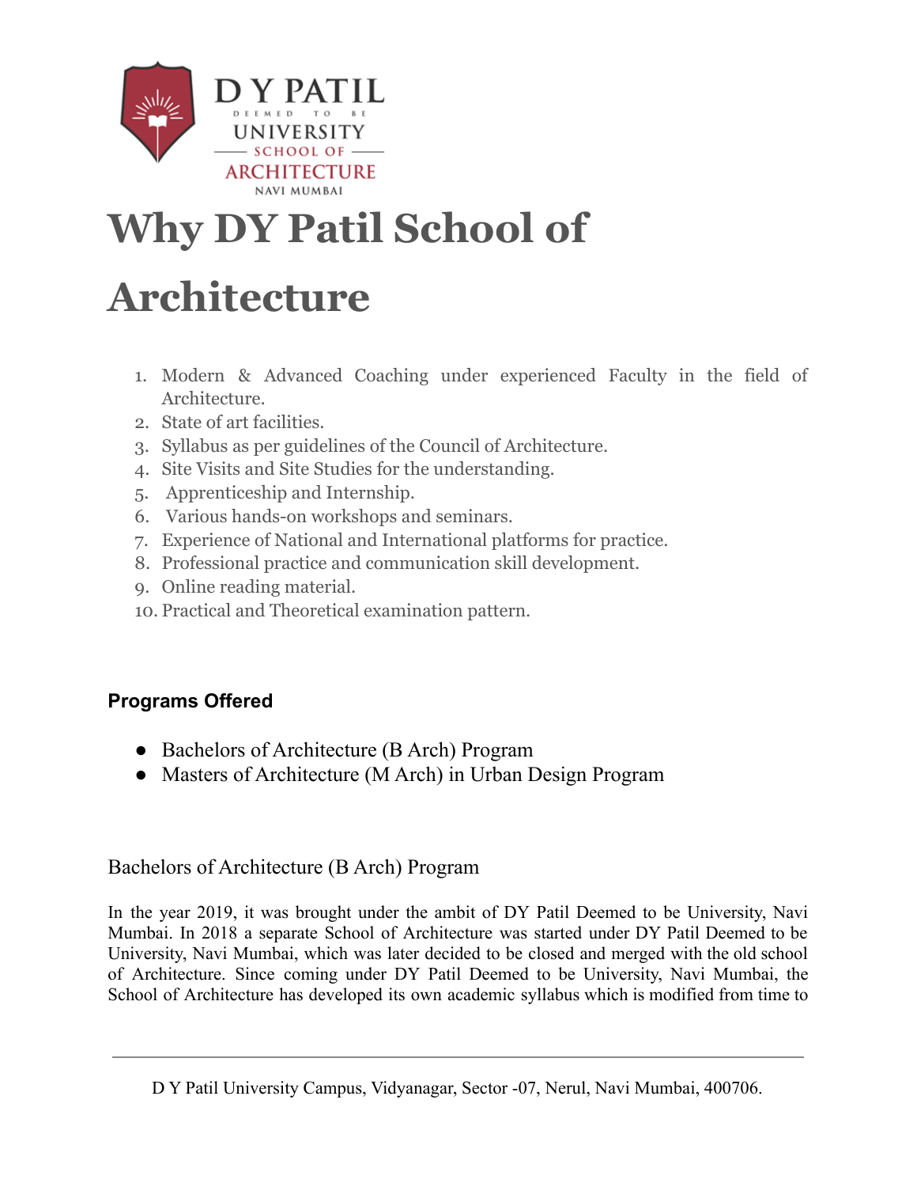D Y PATIL
DEEMED TO BE
UNIVERSITY
SCHOOL OF
ARCHITECTURE
NAVI MUMBAI

# Why DY Patil School of Architecture

1. Modern & Advanced Coaching under experienced Faculty in the field of Architecture.
2. State of art facilities.
3. Syllabus as per guidelines of the Council of Architecture.
4. Site Visits and Site Studies for the understanding.
5. Apprenticeship and Internship.
6. Various hands-on workshops and seminars.
7. Experience of National and International platforms for practice.
8. Professional practice and communication skill development.
9. Online reading material.
10. Practical and Theoretical examination pattern.

**Programs Offered**

- Bachelors of Architecture (B Arch) Program
- Masters of Architecture (M Arch) in Urban Design Program

## Bachelors of Architecture (B Arch) Program

In the year 2019, it was brought under the ambit of DY Patil Deemed to be University, Navi Mumbai. In 2018 a separate School of Architecture was started under DY Patil Deemed to be University, Navi Mumbai, which was later decided to be closed and merged with the old school of Architecture. Since coming under DY Patil Deemed to be University, Navi Mumbai, the School of Architecture has developed its own academic syllabus which is modified from time to

D Y Patil University Campus, Vidyanagar, Sector -07, Nerul, Navi Mumbai, 400706.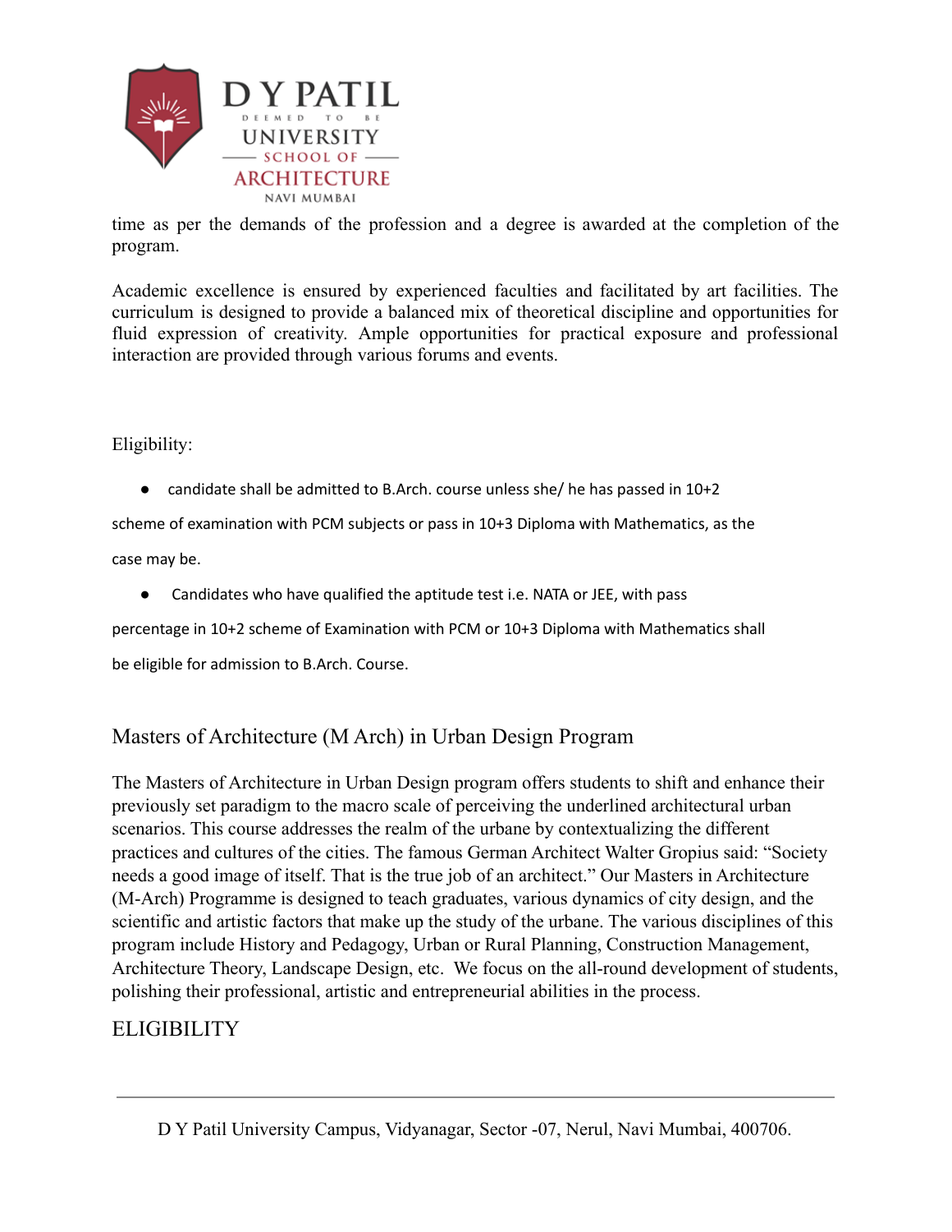time as per the demands of the profession and a degree is awarded at the completion of the program.

Academic excellence is ensured by experienced faculties and facilitated by art facilities. The curriculum is designed to provide a balanced mix of theoretical discipline and opportunities for fluid expression of creativity. Ample opportunities for practical exposure and professional interaction are provided through various forums and events.

Eligibility:

- candidate shall be admitted to B.Arch. course unless she/ he has passed in 10+2 scheme of examination with PCM subjects or pass in 10+3 Diploma with Mathematics, as the case may be.
- Candidates who have qualified the aptitude test i.e. NATA or JEE, with pass percentage in 10+2 scheme of Examination with PCM or 10+3 Diploma with Mathematics shall be eligible for admission to B.Arch. Course.

## Masters of Architecture (M Arch) in Urban Design Program

The Masters of Architecture in Urban Design program offers students to shift and enhance their previously set paradigm to the macro scale of perceiving the underlined architectural urban scenarios. This course addresses the realm of the urbane by contextualizing the different practices and cultures of the cities. The famous German Architect Walter Gropius said: "Society needs a good image of itself. That is the true job of an architect." Our Masters in Architecture (M-Arch) Programme is designed to teach graduates, various dynamics of city design, and the scientific and artistic factors that make up the study of the urbane. The various disciplines of this program include History and Pedagogy, Urban or Rural Planning, Construction Management, Architecture Theory, Landscape Design, etc. We focus on the all-round development of students, polishing their professional, artistic and entrepreneurial abilities in the process.

## ELIGIBILITY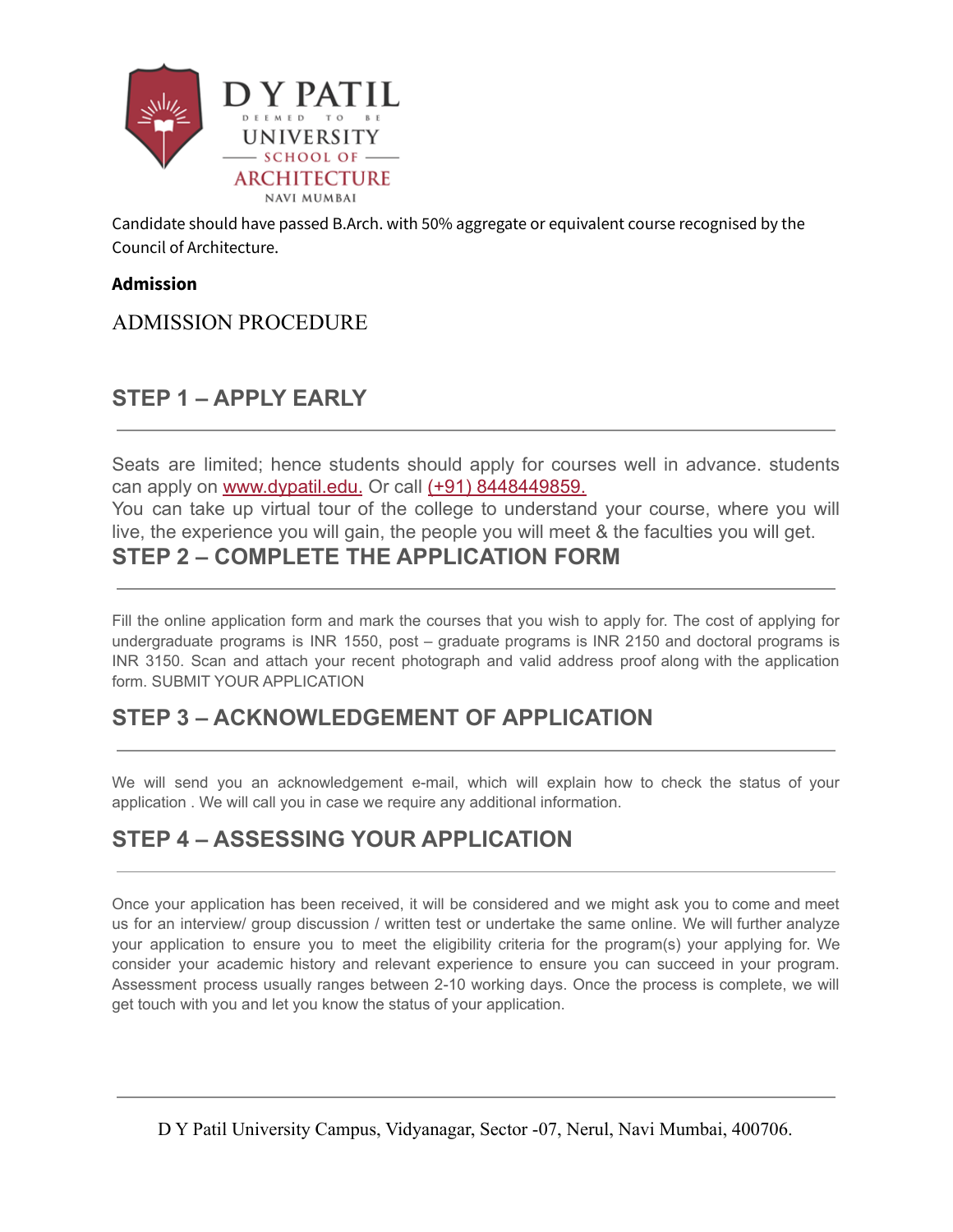Candidate should have passed B.Arch. with 50% aggregate or equivalent course recognised by the Council of Architecture.

**Admission**

ADMISSION PROCEDURE

## STEP 1 – APPLY EARLY

Seats are limited; hence students should apply for courses well in advance. students can apply on www.dypatil.edu. Or call (+91) 8448449859.
You can take up virtual tour of the college to understand your course, where you will live, the experience you will gain, the people you will meet & the faculties you will get.

## STEP 2 – COMPLETE THE APPLICATION FORM

Fill the online application form and mark the courses that you wish to apply for. The cost of applying for undergraduate programs is INR 1550, post – graduate programs is INR 2150 and doctoral programs is INR 3150. Scan and attach your recent photograph and valid address proof along with the application form. SUBMIT YOUR APPLICATION

## STEP 3 – ACKNOWLEDGEMENT OF APPLICATION

We will send you an acknowledgement e-mail, which will explain how to check the status of your application . We will call you in case we require any additional information.

## STEP 4 – ASSESSING YOUR APPLICATION

Once your application has been received, it will be considered and we might ask you to come and meet us for an interview/ group discussion / written test or undertake the same online. We will further analyze your application to ensure you to meet the eligibility criteria for the program(s) your applying for. We consider your academic history and relevant experience to ensure you can succeed in your program. Assessment process usually ranges between 2-10 working days. Once the process is complete, we will get touch with you and let you know the status of your application.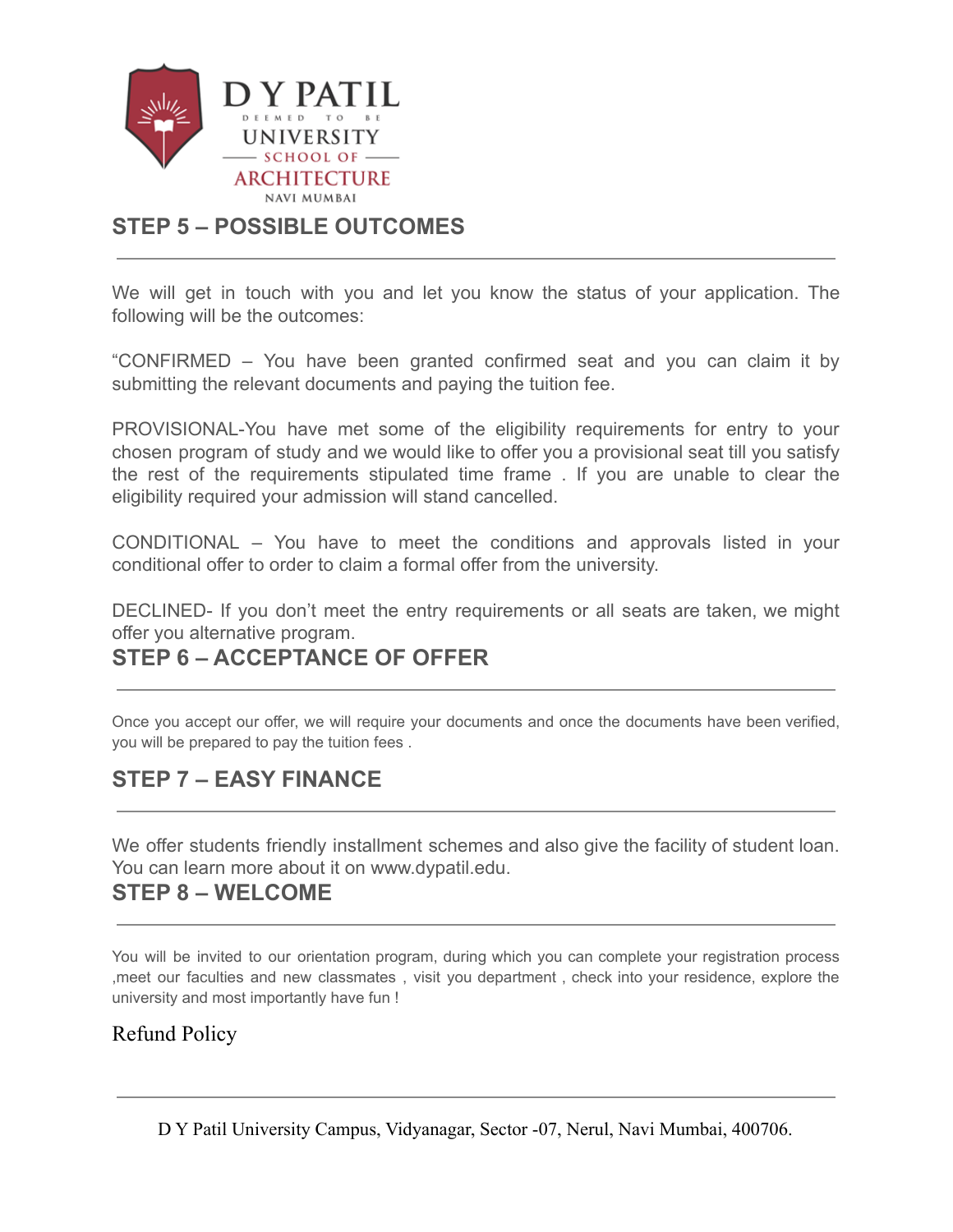## STEP 5 – POSSIBLE OUTCOMES

We will get in touch with you and let you know the status of your application. The following will be the outcomes:

“CONFIRMED – You have been granted confirmed seat and you can claim it by submitting the relevant documents and paying the tuition fee.

PROVISIONAL-You have met some of the eligibility requirements for entry to your chosen program of study and we would like to offer you a provisional seat till you satisfy the rest of the requirements stipulated time frame . If you are unable to clear the eligibility required your admission will stand cancelled.

CONDITIONAL – You have to meet the conditions and approvals listed in your conditional offer to order to claim a formal offer from the university.

DECLINED- If you don’t meet the entry requirements or all seats are taken, we might offer you alternative program.

## STEP 6 – ACCEPTANCE OF OFFER

Once you accept our offer, we will require your documents and once the documents have been verified, you will be prepared to pay the tuition fees .

## STEP 7 – EASY FINANCE

We offer students friendly installment schemes and also give the facility of student loan. You can learn more about it on www.dypatil.edu.

## STEP 8 – WELCOME

You will be invited to our orientation program, during which you can complete your registration process ,meet our faculties and new classmates , visit you department , check into your residence, explore the university and most importantly have fun !

Refund Policy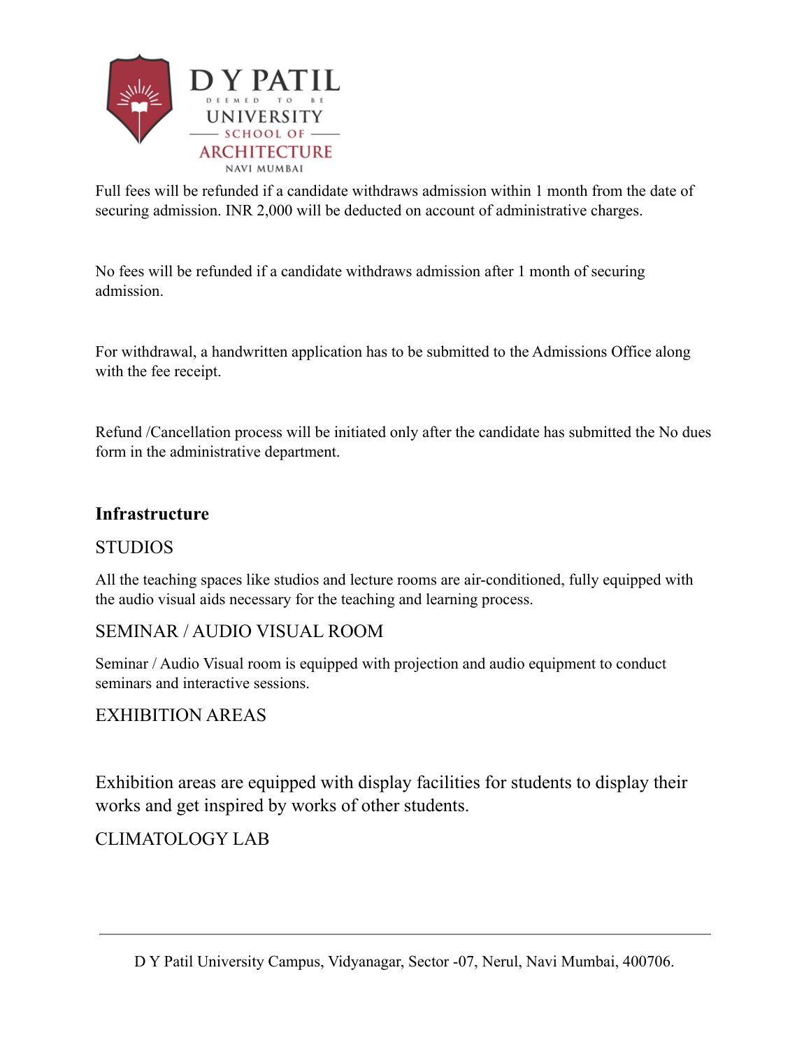Full fees will be refunded if a candidate withdraws admission within 1 month from the date of securing admission. INR 2,000 will be deducted on account of administrative charges.

No fees will be refunded if a candidate withdraws admission after 1 month of securing admission.

For withdrawal, a handwritten application has to be submitted to the Admissions Office along with the fee receipt.

Refund /Cancellation process will be initiated only after the candidate has submitted the No dues form in the administrative department.

## Infrastructure

### STUDIOS

All the teaching spaces like studios and lecture rooms are air-conditioned, fully equipped with the audio visual aids necessary for the teaching and learning process.

### SEMINAR / AUDIO VISUAL ROOM

Seminar / Audio Visual room is equipped with projection and audio equipment to conduct seminars and interactive sessions.

### EXHIBITION AREAS

Exhibition areas are equipped with display facilities for students to display their works and get inspired by works of other students.

### CLIMATOLOGY LAB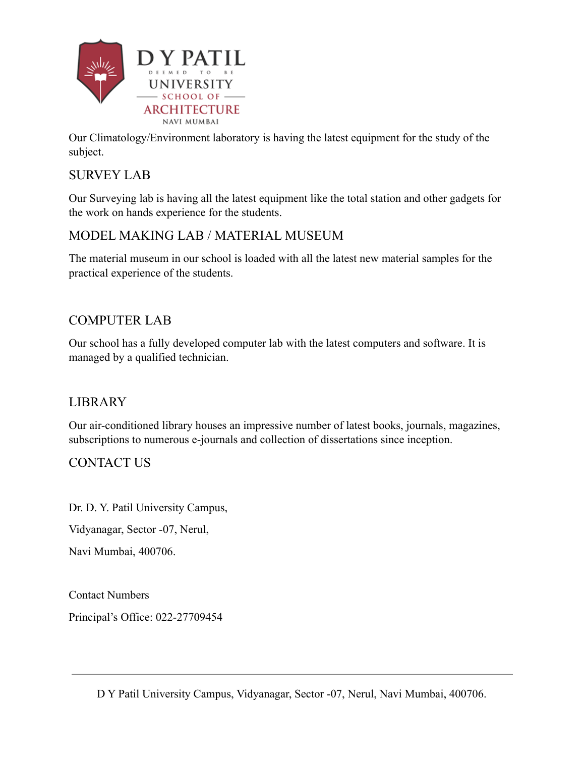Our Climatology/Environment laboratory is having the latest equipment for the study of the subject.

## SURVEY LAB

Our Surveying lab is having all the latest equipment like the total station and other gadgets for the work on hands experience for the students.

## MODEL MAKING LAB / MATERIAL MUSEUM

The material museum in our school is loaded with all the latest new material samples for the practical experience of the students.

## COMPUTER LAB

Our school has a fully developed computer lab with the latest computers and software. It is managed by a qualified technician.

## LIBRARY

Our air-conditioned library houses an impressive number of latest books, journals, magazines, subscriptions to numerous e-journals and collection of dissertations since inception.

## CONTACT US

Dr. D. Y. Patil University Campus,

Vidyanagar, Sector -07, Nerul,

Navi Mumbai, 400706.

Contact Numbers

Principal's Office: 022-27709454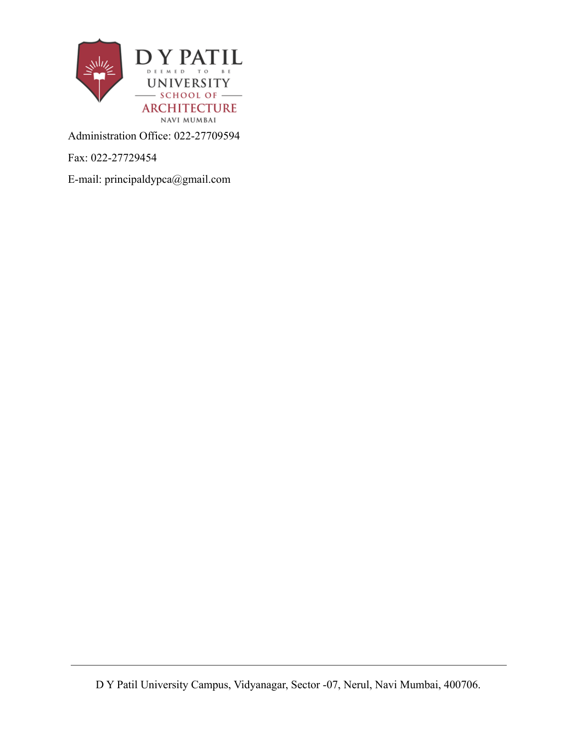D Y PATIL
DEEMED TO BE
UNIVERSITY
SCHOOL OF
ARCHITECTURE
NAVI MUMBAI

Administration Office: 022-27709594

Fax: 022-27729454

E-mail: principaldypca@gmail.com

D Y Patil University Campus, Vidyanagar, Sector -07, Nerul, Navi Mumbai, 400706.